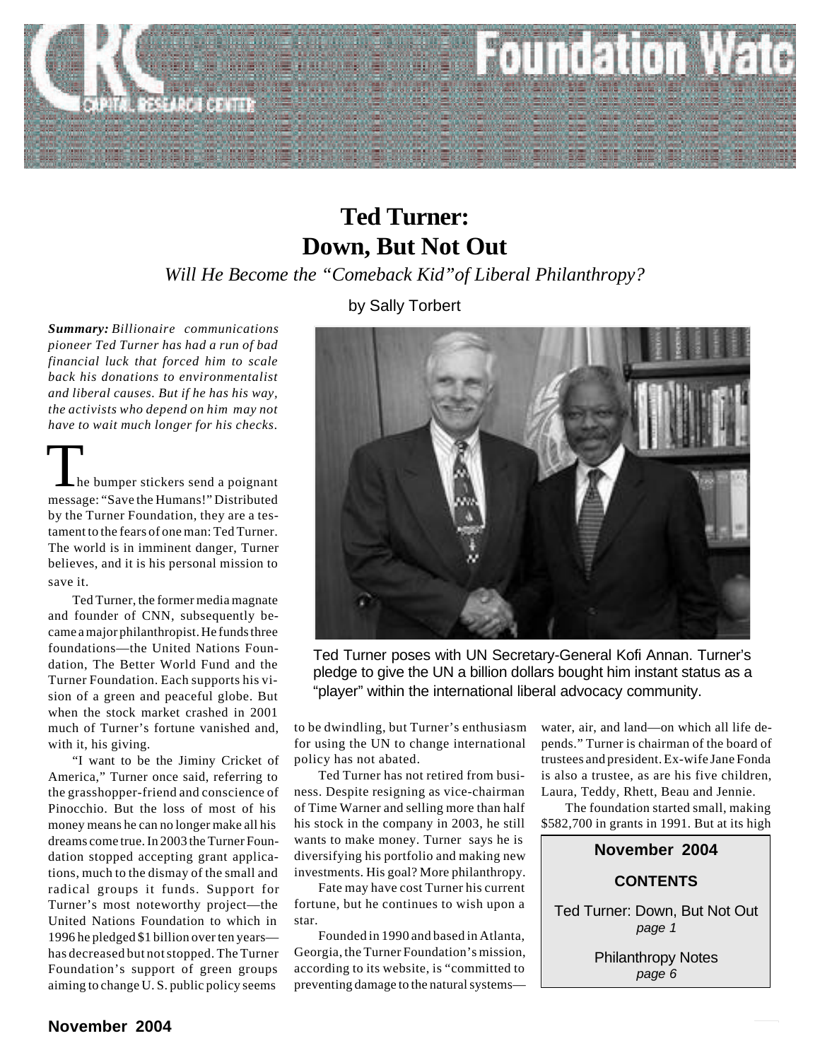# Ted Turner: Down, But Not Out

*Will He Become the "Comeback Kid" of Liberal Philanthropy?*

by Sally Torbert

***Summary:*** *Billionaire communications pioneer Ted Turner has had a run of bad financial luck that forced him to scale back his donations to environmentalist and liberal causes. But if he has his way, the activists who depend on him may not have to wait much longer for his checks.*

Ted Turner poses with UN Secretary-General Kofi Annan. Turner's pledge to give the UN a billion dollars bought him instant status as a "player" within the international liberal advocacy community.

The bumper stickers send a poignant message: "Save the Humans!" Distributed by the Turner Foundation, they are a testament to the fears of one man: Ted Turner. The world is in imminent danger, Turner believes, and it is his personal mission to save it.

Ted Turner, the former media magnate and founder of CNN, subsequently became a major philanthropist. He funds three foundations—the United Nations Foundation, The Better World Fund and the Turner Foundation. Each supports his vision of a green and peaceful globe. But when the stock market crashed in 2001 much of Turner's fortune vanished and, with it, his giving.

"I want to be the Jiminy Cricket of America," Turner once said, referring to the grasshopper-friend and conscience of Pinocchio. But the loss of most of his money means he can no longer make all his dreams come true. In 2003 the Turner Foundation stopped accepting grant applications, much to the dismay of the small and radical groups it funds. Support for Turner's most noteworthy project—the United Nations Foundation to which in 1996 he pledged $1 billion over ten years—has decreased but not stopped. The Turner Foundation's support of green groups aiming to change U. S. public policy seems to be dwindling, but Turner's enthusiasm for using the UN to change international policy has not abated.

Ted Turner has not retired from business. Despite resigning as vice-chairman of Time Warner and selling more than half his stock in the company in 2003, he still wants to make money. Turner says he is diversifying his portfolio and making new investments. His goal? More philanthropy.

Fate may have cost Turner his current fortune, but he continues to wish upon a star.

Founded in 1990 and based in Atlanta, Georgia, the Turner Foundation's mission, according to its website, is "committed to preventing damage to the natural systems—water, air, and land—on which all life depends." Turner is chairman of the board of trustees and president. Ex-wife Jane Fonda is also a trustee, as are his five children, Laura, Teddy, Rhett, Beau and Jennie.

The foundation started small, making $582,700 in grants in 1991. But at its high

**November 2004**

**CONTENTS**

Ted Turner: Down, But Not Out
*page 1*

Philanthropy Notes
*page 6*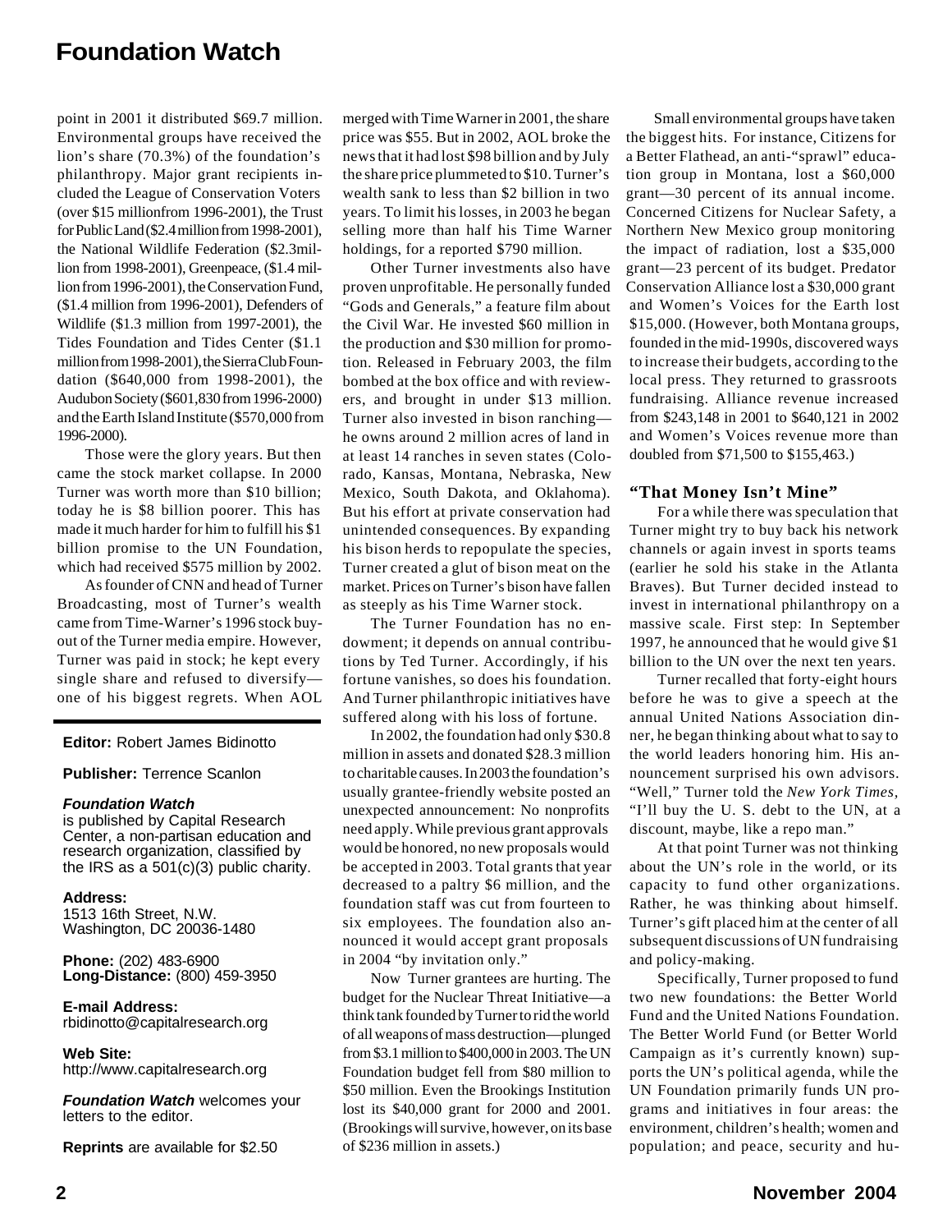point in 2001 it distributed $69.7 million. Environmental groups have received the lion's share (70.3%) of the foundation's philanthropy. Major grant recipients included the League of Conservation Voters (over $15 millionfrom 1996-2001), the Trust for Public Land ($2.4 million from 1998-2001), the National Wildlife Federation ($2.3million from 1998-2001), Greenpeace, ($1.4 million from 1996-2001), the Conservation Fund, ($1.4 million from 1996-2001), Defenders of Wildlife ($1.3 million from 1997-2001), the Tides Foundation and Tides Center ($1.1 million from 1998-2001), the Sierra Club Foundation ($640,000 from 1998-2001), the Audubon Society ($601,830 from 1996-2000) and the Earth Island Institute ($570,000 from 1996-2000).

Those were the glory years. But then came the stock market collapse. In 2000 Turner was worth more than $10 billion; today he is $8 billion poorer. This has made it much harder for him to fulfill his $1 billion promise to the UN Foundation, which had received $575 million by 2002.

As founder of CNN and head of Turner Broadcasting, most of Turner's wealth came from Time-Warner's 1996 stock buyout of the Turner media empire. However, Turner was paid in stock; he kept every single share and refused to diversify—one of his biggest regrets. When AOL merged with Time Warner in 2001, the share price was $55. But in 2002, AOL broke the news that it had lost $98 billion and by July the share price plummeted to $10. Turner's wealth sank to less than $2 billion in two years. To limit his losses, in 2003 he began selling more than half his Time Warner holdings, for a reported $790 million.

Other Turner investments also have proven unprofitable. He personally funded "Gods and Generals," a feature film about the Civil War. He invested $60 million in the production and $30 million for promotion. Released in February 2003, the film bombed at the box office and with reviewers, and brought in under $13 million. Turner also invested in bison ranching—he owns around 2 million acres of land in at least 14 ranches in seven states (Colorado, Kansas, Montana, Nebraska, New Mexico, South Dakota, and Oklahoma). But his effort at private conservation had unintended consequences. By expanding his bison herds to repopulate the species, Turner created a glut of bison meat on the market. Prices on Turner's bison have fallen as steeply as his Time Warner stock.

The Turner Foundation has no endowment; it depends on annual contributions by Ted Turner. Accordingly, if his fortune vanishes, so does his foundation. And Turner philanthropic initiatives have suffered along with his loss of fortune.

In 2002, the foundation had only $30.8 million in assets and donated $28.3 million to charitable causes. In 2003 the foundation's usually grantee-friendly website posted an unexpected announcement: No nonprofits need apply. While previous grant approvals would be honored, no new proposals would be accepted in 2003. Total grants that year decreased to a paltry $6 million, and the foundation staff was cut from fourteen to six employees. The foundation also announced it would accept grant proposals in 2004 "by invitation only."

Now Turner grantees are hurting. The budget for the Nuclear Threat Initiative—a think tank founded by Turner to rid the world of all weapons of mass destruction—plunged from $3.1 million to $400,000 in 2003. The UN Foundation budget fell from $80 million to $50 million. Even the Brookings Institution lost its $40,000 grant for 2000 and 2001. (Brookings will survive, however, on its base of $236 million in assets.)

Small environmental groups have taken the biggest hits. For instance, Citizens for a Better Flathead, an anti-"sprawl" education group in Montana, lost a $60,000 grant—30 percent of its annual income. Concerned Citizens for Nuclear Safety, a Northern New Mexico group monitoring the impact of radiation, lost a $35,000 grant—23 percent of its budget. Predator Conservation Alliance lost a $30,000 grant and Women's Voices for the Earth lost $15,000. (However, both Montana groups, founded in the mid-1990s, discovered ways to increase their budgets, according to the local press. They returned to grassroots fundraising. Alliance revenue increased from $243,148 in 2001 to $640,121 in 2002 and Women's Voices revenue more than doubled from $71,500 to $155,463.)

### "That Money Isn't Mine"

For a while there was speculation that Turner might try to buy back his network channels or again invest in sports teams (earlier he sold his stake in the Atlanta Braves). But Turner decided instead to invest in international philanthropy on a massive scale. First step: In September 1997, he announced that he would give $1 billion to the UN over the next ten years.

Turner recalled that forty-eight hours before he was to give a speech at the annual United Nations Association dinner, he began thinking about what to say to the world leaders honoring him. His announcement surprised his own advisors. "Well," Turner told the *New York Times*, "I'll buy the U. S. debt to the UN, at a discount, maybe, like a repo man."

At that point Turner was not thinking about the UN's role in the world, or its capacity to fund other organizations. Rather, he was thinking about himself. Turner's gift placed him at the center of all subsequent discussions of UN fundraising and policy-making.

Specifically, Turner proposed to fund two new foundations: the Better World Fund and the United Nations Foundation. The Better World Fund (or Better World Campaign as it's currently known) supports the UN's political agenda, while the UN Foundation primarily funds UN programs and initiatives in four areas: the environment, children's health; women and population; and peace, security and hu-

---

**Editor:** Robert James Bidinotto

**Publisher:** Terrence Scanlon

***Foundation Watch***
is published by Capital Research Center, a non-partisan education and research organization, classified by the IRS as a 501(c)(3) public charity.

**Address:**
1513 16th Street, N.W.
Washington, DC 20036-1480

**Phone:** (202) 483-6900
**Long-Distance:** (800) 459-3950

**E-mail Address:**
rbidinotto@capitalresearch.org

**Web Site:**
http://www.capitalresearch.org

***Foundation Watch*** welcomes your letters to the editor.

**Reprints** are available for $2.50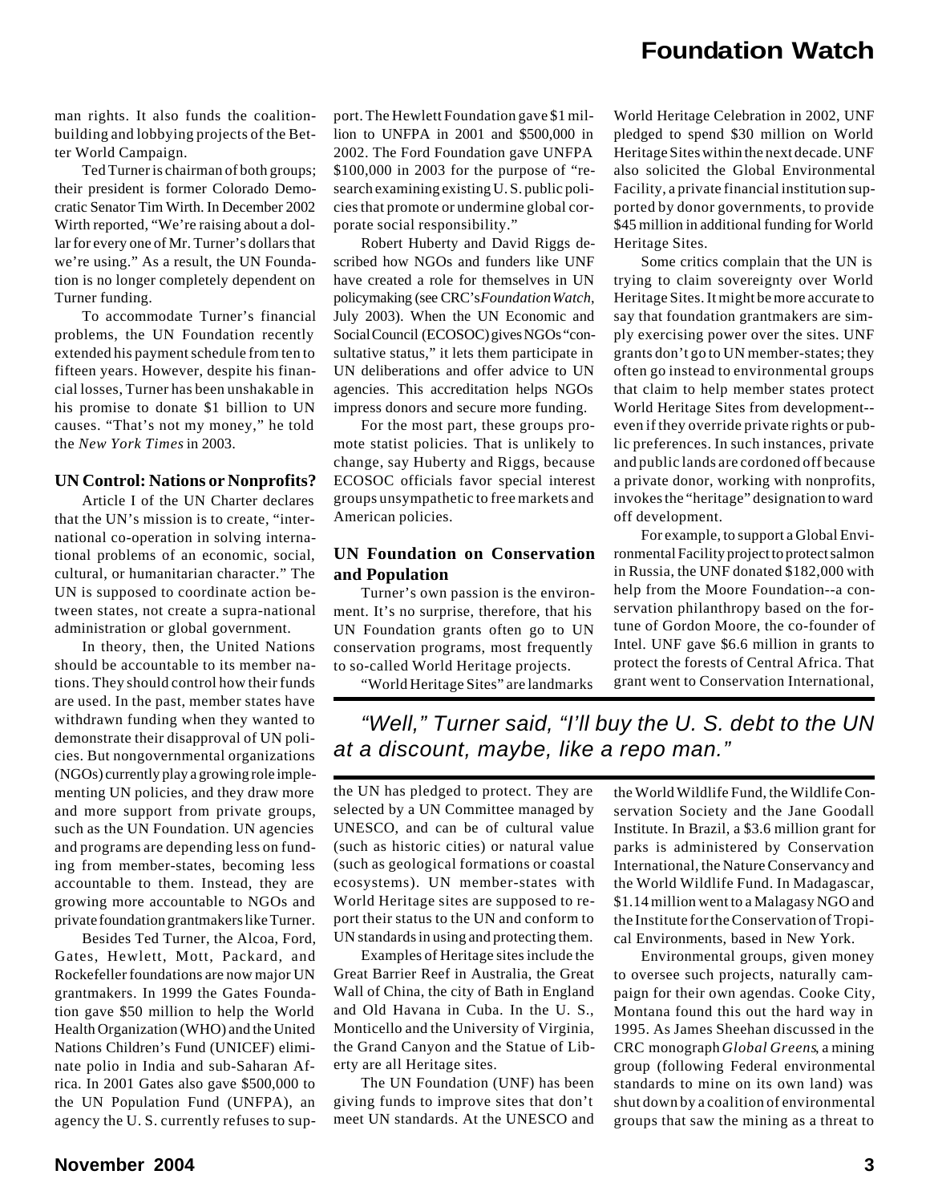man rights. It also funds the coalition-building and lobbying projects of the Better World Campaign.

Ted Turner is chairman of both groups; their president is former Colorado Democratic Senator Tim Wirth. In December 2002 Wirth reported, "We're raising about a dollar for every one of Mr. Turner's dollars that we're using." As a result, the UN Foundation is no longer completely dependent on Turner funding.

To accommodate Turner's financial problems, the UN Foundation recently extended his payment schedule from ten to fifteen years. However, despite his financial losses, Turner has been unshakable in his promise to donate $1 billion to UN causes. "That's not my money," he told the *New York Times* in 2003.

### UN Control: Nations or Nonprofits?

Article I of the UN Charter declares that the UN's mission is to create, "international co-operation in solving international problems of an economic, social, cultural, or humanitarian character." The UN is supposed to coordinate action between states, not create a supra-national administration or global government.

In theory, then, the United Nations should be accountable to its member nations. They should control how their funds are used. In the past, member states have withdrawn funding when they wanted to demonstrate their disapproval of UN policies. But nongovernmental organizations (NGOs) currently play a growing role implementing UN policies, and they draw more and more support from private groups, such as the UN Foundation. UN agencies and programs are depending less on funding from member-states, becoming less accountable to them. Instead, they are growing more accountable to NGOs and private foundation grantmakers like Turner.

Besides Ted Turner, the Alcoa, Ford, Gates, Hewlett, Mott, Packard, and Rockefeller foundations are now major UN grantmakers. In 1999 the Gates Foundation gave $50 million to help the World Health Organization (WHO) and the United Nations Children's Fund (UNICEF) eliminate polio in India and sub-Saharan Africa. In 2001 Gates also gave $500,000 to the UN Population Fund (UNFPA), an agency the U. S. currently refuses to support. The Hewlett Foundation gave $1 million to UNFPA in 2001 and $500,000 in 2002. The Ford Foundation gave UNFPA $100,000 in 2003 for the purpose of "research examining existing U. S. public policies that promote or undermine global corporate social responsibility."

Robert Huberty and David Riggs described how NGOs and funders like UNF have created a role for themselves in UN policymaking (see CRC's *Foundation Watch*, July 2003). When the UN Economic and Social Council (ECOSOC) gives NGOs "consultative status," it lets them participate in UN deliberations and offer advice to UN agencies. This accreditation helps NGOs impress donors and secure more funding.

For the most part, these groups promote statist policies. That is unlikely to change, say Huberty and Riggs, because ECOSOC officials favor special interest groups unsympathetic to free markets and American policies.

### UN Foundation on Conservation and Population

Turner's own passion is the environment. It's no surprise, therefore, that his UN Foundation grants often go to UN conservation programs, most frequently to so-called World Heritage projects.

"World Heritage Sites" are landmarks the UN has pledged to protect. They are selected by a UN Committee managed by UNESCO, and can be of cultural value (such as historic cities) or natural value (such as geological formations or coastal ecosystems). UN member-states with World Heritage sites are supposed to report their status to the UN and conform to UN standards in using and protecting them.

Examples of Heritage sites include the Great Barrier Reef in Australia, the Great Wall of China, the city of Bath in England and Old Havana in Cuba. In the U. S., Monticello and the University of Virginia, the Grand Canyon and the Statue of Liberty are all Heritage sites.

The UN Foundation (UNF) has been giving funds to improve sites that don't meet UN standards. At the UNESCO and World Heritage Celebration in 2002, UNF pledged to spend $30 million on World Heritage Sites within the next decade. UNF also solicited the Global Environmental Facility, a private financial institution supported by donor governments, to provide $45 million in additional funding for World Heritage Sites.

Some critics complain that the UN is trying to claim sovereignty over World Heritage Sites. It might be more accurate to say that foundation grantmakers are simply exercising power over the sites. UNF grants don't go to UN member-states; they often go instead to environmental groups that claim to help member states protect World Heritage Sites from development--even if they override private rights or public preferences. In such instances, private and public lands are cordoned off because a private donor, working with nonprofits, invokes the "heritage" designation to ward off development.

For example, to support a Global Environmental Facility project to protect salmon in Russia, the UNF donated $182,000 with help from the Moore Foundation--a conservation philanthropy based on the fortune of Gordon Moore, the co-founder of Intel. UNF gave $6.6 million in grants to protect the forests of Central Africa. That grant went to Conservation International, the World Wildlife Fund, the Wildlife Conservation Society and the Jane Goodall Institute. In Brazil, a $3.6 million grant for parks is administered by Conservation International, the Nature Conservancy and the World Wildlife Fund. In Madagascar, $1.14 million went to a Malagasy NGO and the Institute for the Conservation of Tropical Environments, based in New York.

Environmental groups, given money to oversee such projects, naturally campaign for their own agendas. Cooke City, Montana found this out the hard way in 1995. As James Sheehan discussed in the CRC monograph *Global Greens*, a mining group (following Federal environmental standards to mine on its own land) was shut down by a coalition of environmental groups that saw the mining as a threat to

> *"Well," Turner said, "I'll buy the U. S. debt to the UN at a discount, maybe, like a repo man."*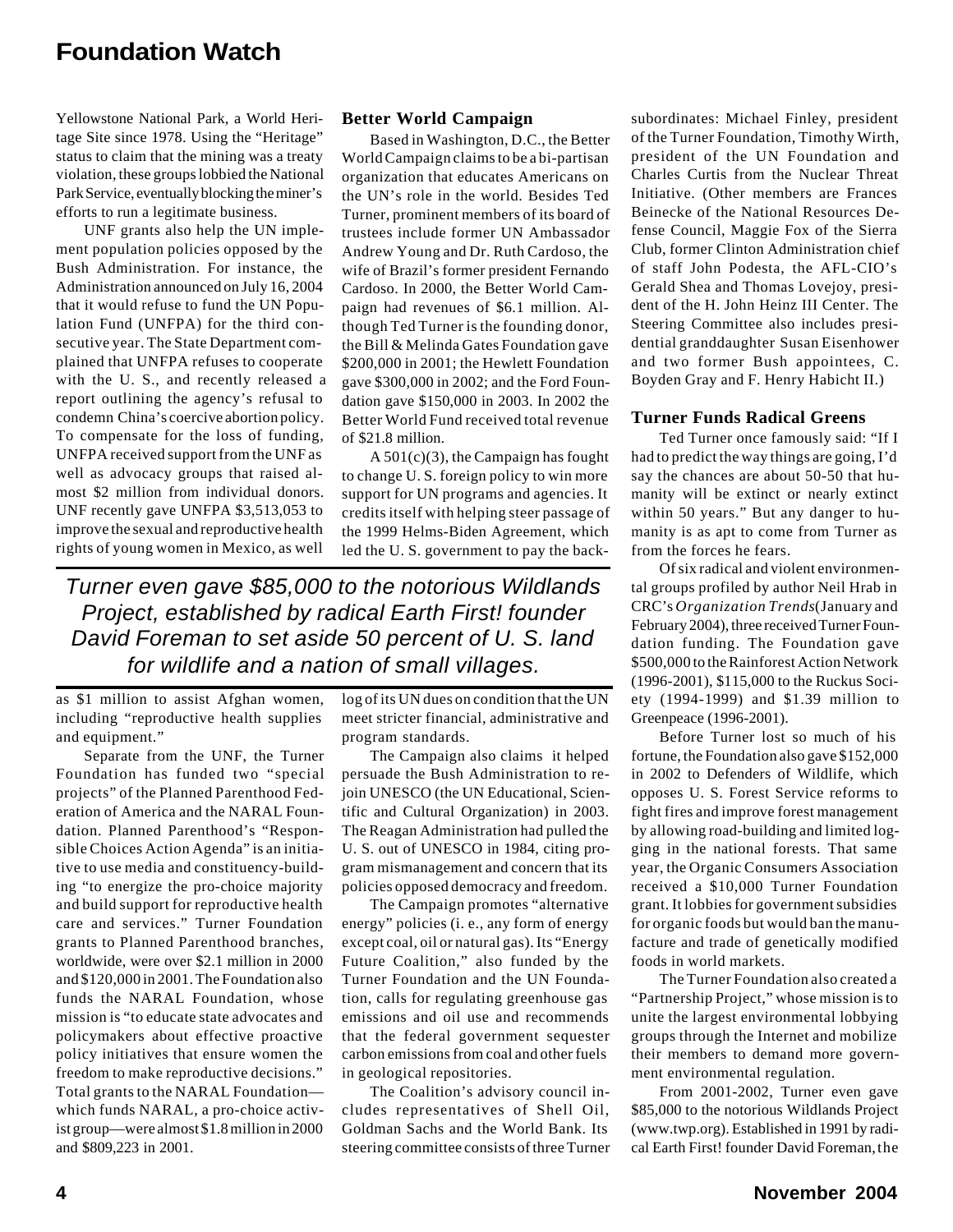Yellowstone National Park, a World Heritage Site since 1978. Using the "Heritage" status to claim that the mining was a treaty violation, these groups lobbied the National Park Service, eventually blocking the miner's efforts to run a legitimate business.

UNF grants also help the UN implement population policies opposed by the Bush Administration. For instance, the Administration announced on July 16, 2004 that it would refuse to fund the UN Population Fund (UNFPA) for the third consecutive year. The State Department complained that UNFPA refuses to cooperate with the U. S., and recently released a report outlining the agency's refusal to condemn China's coercive abortion policy. To compensate for the loss of funding, UNFPA received support from the UNF as well as advocacy groups that raised almost $2 million from individual donors. UNF recently gave UNFPA $3,513,053 to improve the sexual and reproductive health rights of young women in Mexico, as well as $1 million to assist Afghan women, including "reproductive health supplies and equipment."

Separate from the UNF, the Turner Foundation has funded two "special projects" of the Planned Parenthood Federation of America and the NARAL Foundation. Planned Parenthood's "Responsible Choices Action Agenda" is an initiative to use media and constituency-building "to energize the pro-choice majority and build support for reproductive health care and services." Turner Foundation grants to Planned Parenthood branches, worldwide, were over $2.1 million in 2000 and $120,000 in 2001. The Foundation also funds the NARAL Foundation, whose mission is "to educate state advocates and policymakers about effective proactive policy initiatives that ensure women the freedom to make reproductive decisions." Total grants to the NARAL Foundation—which funds NARAL, a pro-choice activist group—were almost $1.8 million in 2000 and $809,223 in 2001.

### Better World Campaign

Based in Washington, D.C., the Better World Campaign claims to be a bi-partisan organization that educates Americans on the UN's role in the world. Besides Ted Turner, prominent members of its board of trustees include former UN Ambassador Andrew Young and Dr. Ruth Cardoso, the wife of Brazil's former president Fernando Cardoso. In 2000, the Better World Campaign had revenues of $6.1 million. Although Ted Turner is the founding donor, the Bill & Melinda Gates Foundation gave $200,000 in 2001; the Hewlett Foundation gave $300,000 in 2002; and the Ford Foundation gave $150,000 in 2003. In 2002 the Better World Fund received total revenue of $21.8 million.

A 501(c)(3), the Campaign has fought to change U. S. foreign policy to win more support for UN programs and agencies. It credits itself with helping steer passage of the 1999 Helms-Biden Agreement, which led the U. S. government to pay the backlog of its UN dues on condition that the UN meet stricter financial, administrative and program standards.

The Campaign also claims it helped persuade the Bush Administration to rejoin UNESCO (the UN Educational, Scientific and Cultural Organization) in 2003. The Reagan Administration had pulled the U. S. out of UNESCO in 1984, citing program mismanagement and concern that its policies opposed democracy and freedom.

The Campaign promotes "alternative energy" policies (i. e., any form of energy except coal, oil or natural gas). Its "Energy Future Coalition," also funded by the Turner Foundation and the UN Foundation, calls for regulating greenhouse gas emissions and oil use and recommends that the federal government sequester carbon emissions from coal and other fuels in geological repositories.

The Coalition's advisory council includes representatives of Shell Oil, Goldman Sachs and the World Bank. Its steering committee consists of three Turner subordinates: Michael Finley, president of the Turner Foundation, Timothy Wirth, president of the UN Foundation and Charles Curtis from the Nuclear Threat Initiative. (Other members are Frances Beinecke of the National Resources Defense Council, Maggie Fox of the Sierra Club, former Clinton Administration chief of staff John Podesta, the AFL-CIO's Gerald Shea and Thomas Lovejoy, president of the H. John Heinz III Center. The Steering Committee also includes presidential granddaughter Susan Eisenhower and two former Bush appointees, C. Boyden Gray and F. Henry Habicht II.)

*Turner even gave $85,000 to the notorious Wildlands Project, established by radical Earth First! founder David Foreman to set aside 50 percent of U. S. land for wildlife and a nation of small villages.*

### Turner Funds Radical Greens

Ted Turner once famously said: "If I had to predict the way things are going, I'd say the chances are about 50-50 that humanity will be extinct or nearly extinct within 50 years." But any danger to humanity is as apt to come from Turner as from the forces he fears.

Of six radical and violent environmental groups profiled by author Neil Hrab in CRC's *Organization Trends* (January and February 2004), three received Turner Foundation funding. The Foundation gave $500,000 to the Rainforest Action Network (1996-2001), $115,000 to the Ruckus Society (1994-1999) and $1.39 million to Greenpeace (1996-2001).

Before Turner lost so much of his fortune, the Foundation also gave $152,000 in 2002 to Defenders of Wildlife, which opposes U. S. Forest Service reforms to fight fires and improve forest management by allowing road-building and limited logging in the national forests. That same year, the Organic Consumers Association received a $10,000 Turner Foundation grant. It lobbies for government subsidies for organic foods but would ban the manufacture and trade of genetically modified foods in world markets.

The Turner Foundation also created a "Partnership Project," whose mission is to unite the largest environmental lobbying groups through the Internet and mobilize their members to demand more government environmental regulation.

From 2001-2002, Turner even gave $85,000 to the notorious Wildlands Project (www.twp.org). Established in 1991 by radical Earth First! founder David Foreman, the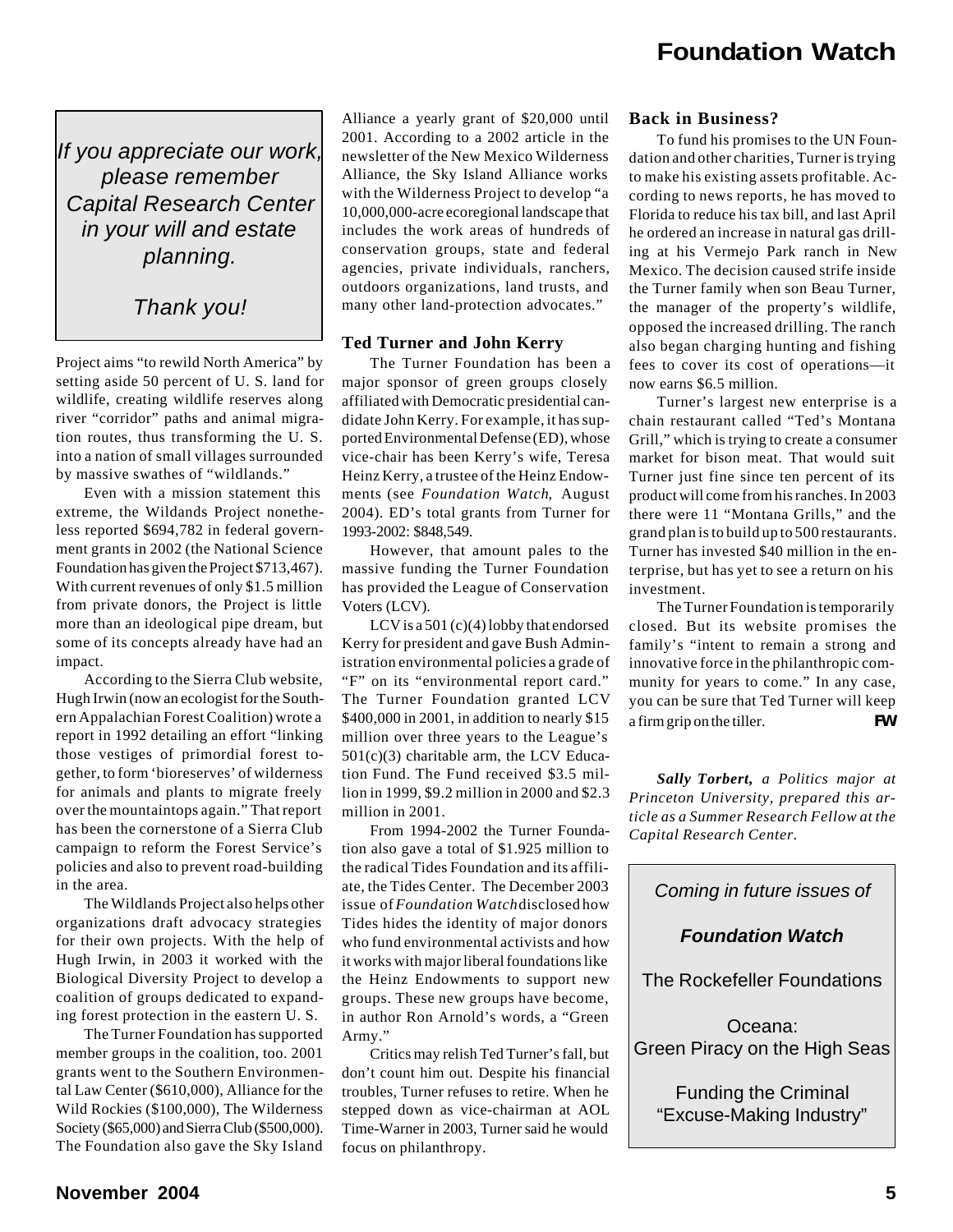*If you appreciate our work, please remember Capital Research Center in your will and estate planning.*

*Thank you!*

Project aims "to rewild North America" by setting aside 50 percent of U. S. land for wildlife, creating wildlife reserves along river "corridor" paths and animal migration routes, thus transforming the U. S. into a nation of small villages surrounded by massive swathes of "wildlands."

Even with a mission statement this extreme, the Wildands Project nonetheless reported $694,782 in federal government grants in 2002 (the National Science Foundation has given the Project $713,467). With current revenues of only $1.5 million from private donors, the Project is little more than an ideological pipe dream, but some of its concepts already have had an impact.

According to the Sierra Club website, Hugh Irwin (now an ecologist for the Southern Appalachian Forest Coalition) wrote a report in 1992 detailing an effort "linking those vestiges of primordial forest together, to form 'bioreserves' of wilderness for animals and plants to migrate freely over the mountaintops again." That report has been the cornerstone of a Sierra Club campaign to reform the Forest Service's policies and also to prevent road-building in the area.

The Wildlands Project also helps other organizations draft advocacy strategies for their own projects. With the help of Hugh Irwin, in 2003 it worked with the Biological Diversity Project to develop a coalition of groups dedicated to expanding forest protection in the eastern U. S.

The Turner Foundation has supported member groups in the coalition, too. 2001 grants went to the Southern Environmental Law Center ($610,000), Alliance for the Wild Rockies ($100,000), The Wilderness Society ($65,000) and Sierra Club ($500,000). The Foundation also gave the Sky Island Alliance a yearly grant of $20,000 until 2001. According to a 2002 article in the newsletter of the New Mexico Wilderness Alliance, the Sky Island Alliance works with the Wilderness Project to develop "a 10,000,000-acre ecoregional landscape that includes the work areas of hundreds of conservation groups, state and federal agencies, private individuals, ranchers, outdoors organizations, land trusts, and many other land-protection advocates."

### Ted Turner and John Kerry

The Turner Foundation has been a major sponsor of green groups closely affiliated with Democratic presidential candidate John Kerry. For example, it has supported Environmental Defense (ED), whose vice-chair has been Kerry's wife, Teresa Heinz Kerry, a trustee of the Heinz Endowments (see *Foundation Watch*, August 2004). ED's total grants from Turner for 1993-2002: $848,549.

However, that amount pales to the massive funding the Turner Foundation has provided the League of Conservation Voters (LCV).

LCV is a 501 (c)(4) lobby that endorsed Kerry for president and gave Bush Administration environmental policies a grade of "F" on its "environmental report card." The Turner Foundation granted LCV $400,000 in 2001, in addition to nearly $15 million over three years to the League's 501(c)(3) charitable arm, the LCV Education Fund. The Fund received $3.5 million in 1999, $9.2 million in 2000 and $2.3 million in 2001.

From 1994-2002 the Turner Foundation also gave a total of $1.925 million to the radical Tides Foundation and its affiliate, the Tides Center. The December 2003 issue of *Foundation Watch* disclosed how Tides hides the identity of major donors who fund environmental activists and how it works with major liberal foundations like the Heinz Endowments to support new groups. These new groups have become, in author Ron Arnold's words, a "Green Army."

Critics may relish Ted Turner's fall, but don't count him out. Despite his financial troubles, Turner refuses to retire. When he stepped down as vice-chairman at AOL Time-Warner in 2003, Turner said he would focus on philanthropy.

### Back in Business?

To fund his promises to the UN Foundation and other charities, Turner is trying to make his existing assets profitable. According to news reports, he has moved to Florida to reduce his tax bill, and last April he ordered an increase in natural gas drilling at his Vermejo Park ranch in New Mexico. The decision caused strife inside the Turner family when son Beau Turner, the manager of the property's wildlife, opposed the increased drilling. The ranch also began charging hunting and fishing fees to cover its cost of operations—it now earns $6.5 million.

Turner's largest new enterprise is a chain restaurant called "Ted's Montana Grill," which is trying to create a consumer market for bison meat. That would suit Turner just fine since ten percent of its product will come from his ranches. In 2003 there were 11 "Montana Grills," and the grand plan is to build up to 500 restaurants. Turner has invested $40 million in the enterprise, but has yet to see a return on his investment.

The Turner Foundation is temporarily closed. But its website promises the family's "intent to remain a strong and innovative force in the philanthropic community for years to come." In any case, you can be sure that Ted Turner will keep a firm grip on the tiller. **FW**

***Sally Torbert,*** *a Politics major at Princeton University, prepared this article as a Summer Research Fellow at the Capital Research Center.*

*Coming in future issues of*

***Foundation Watch***

The Rockefeller Foundations

Oceana: Green Piracy on the High Seas

Funding the Criminal "Excuse-Making Industry"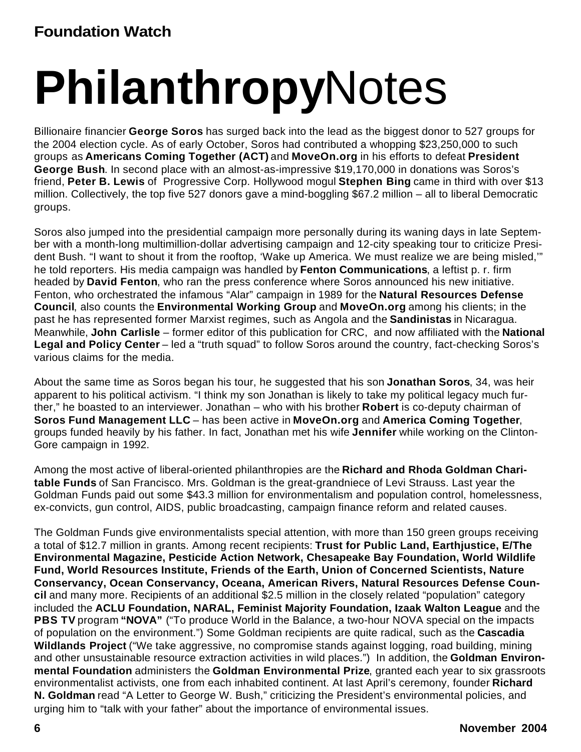# Foundation Watch

# **Philanthropy**Notes

Billionaire financier **George Soros** has surged back into the lead as the biggest donor to 527 groups for the 2004 election cycle. As of early October, Soros had contributed a whopping $23,250,000 to such groups as **Americans Coming Together (ACT)** and **MoveOn.org** in his efforts to defeat **President George Bush**. In second place with an almost-as-impressive $19,170,000 in donations was Soros's friend, **Peter B. Lewis** of Progressive Corp. Hollywood mogul **Stephen Bing** came in third with over $13 million. Collectively, the top five 527 donors gave a mind-boggling $67.2 million – all to liberal Democratic groups.

Soros also jumped into the presidential campaign more personally during its waning days in late September with a month-long multimillion-dollar advertising campaign and 12-city speaking tour to criticize President Bush. "I want to shout it from the rooftop, 'Wake up America. We must realize we are being misled,'" he told reporters. His media campaign was handled by **Fenton Communications**, a leftist p. r. firm headed by **David Fenton**, who ran the press conference where Soros announced his new initiative. Fenton, who orchestrated the infamous "Alar" campaign in 1989 for the **Natural Resources Defense Council**, also counts the **Environmental Working Group** and **MoveOn.org** among his clients; in the past he has represented former Marxist regimes, such as Angola and the **Sandinistas** in Nicaragua. Meanwhile, **John Carlisle** – former editor of this publication for CRC, and now affiliated with the **National Legal and Policy Center** – led a "truth squad" to follow Soros around the country, fact-checking Soros's various claims for the media.

About the same time as Soros began his tour, he suggested that his son **Jonathan Soros**, 34, was heir apparent to his political activism. "I think my son Jonathan is likely to take my political legacy much further," he boasted to an interviewer. Jonathan – who with his brother **Robert** is co-deputy chairman of **Soros Fund Management LLC** – has been active in **MoveOn.org** and **America Coming Together**, groups funded heavily by his father. In fact, Jonathan met his wife **Jennifer** while working on the Clinton-Gore campaign in 1992.

Among the most active of liberal-oriented philanthropies are the **Richard and Rhoda Goldman Charitable Funds** of San Francisco. Mrs. Goldman is the great-grandniece of Levi Strauss. Last year the Goldman Funds paid out some $43.3 million for environmentalism and population control, homelessness, ex-convicts, gun control, AIDS, public broadcasting, campaign finance reform and related causes.

The Goldman Funds give environmentalists special attention, with more than 150 green groups receiving a total of $12.7 million in grants. Among recent recipients: **Trust for Public Land, Earthjustice, E/The Environmental Magazine, Pesticide Action Network, Chesapeake Bay Foundation, World Wildlife Fund, World Resources Institute, Friends of the Earth, Union of Concerned Scientists, Nature Conservancy, Ocean Conservancy, Oceana, American Rivers, Natural Resources Defense Council** and many more. Recipients of an additional $2.5 million in the closely related "population" category included the **ACLU Foundation, NARAL, Feminist Majority Foundation, Izaak Walton League** and the **PBS TV** program **"NOVA"** ("To produce World in the Balance, a two-hour NOVA special on the impacts of population on the environment.") Some Goldman recipients are quite radical, such as the **Cascadia Wildlands Project** ("We take aggressive, no compromise stands against logging, road building, mining and other unsustainable resource extraction activities in wild places.") In addition, the **Goldman Environmental Foundation** administers the **Goldman Environmental Prize**, granted each year to six grassroots environmentalist activists, one from each inhabited continent. At last April's ceremony, founder **Richard N. Goldman** read "A Letter to George W. Bush," criticizing the President's environmental policies, and urging him to "talk with your father" about the importance of environmental issues.